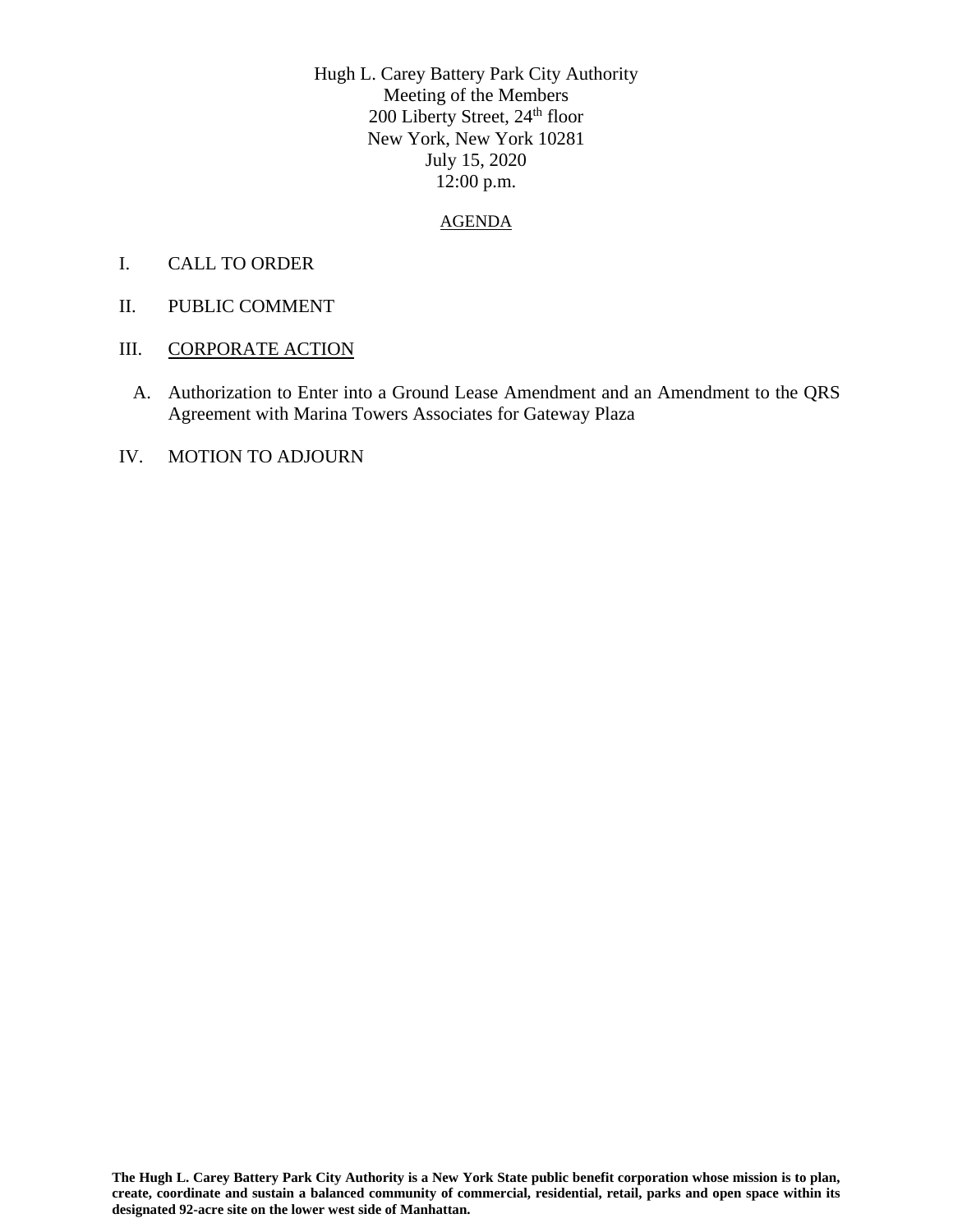Hugh L. Carey Battery Park City Authority
Meeting of the Members
200 Liberty Street, 24th floor
New York, New York 10281
July 15, 2020
12:00 p.m.

AGENDA

I. CALL TO ORDER

II. PUBLIC COMMENT

III. CORPORATE ACTION

A. Authorization to Enter into a Ground Lease Amendment and an Amendment to the QRS Agreement with Marina Towers Associates for Gateway Plaza

IV. MOTION TO ADJOURN

**The Hugh L. Carey Battery Park City Authority is a New York State public benefit corporation whose mission is to plan, create, coordinate and sustain a balanced community of commercial, residential, retail, parks and open space within its designated 92-acre site on the lower west side of Manhattan.**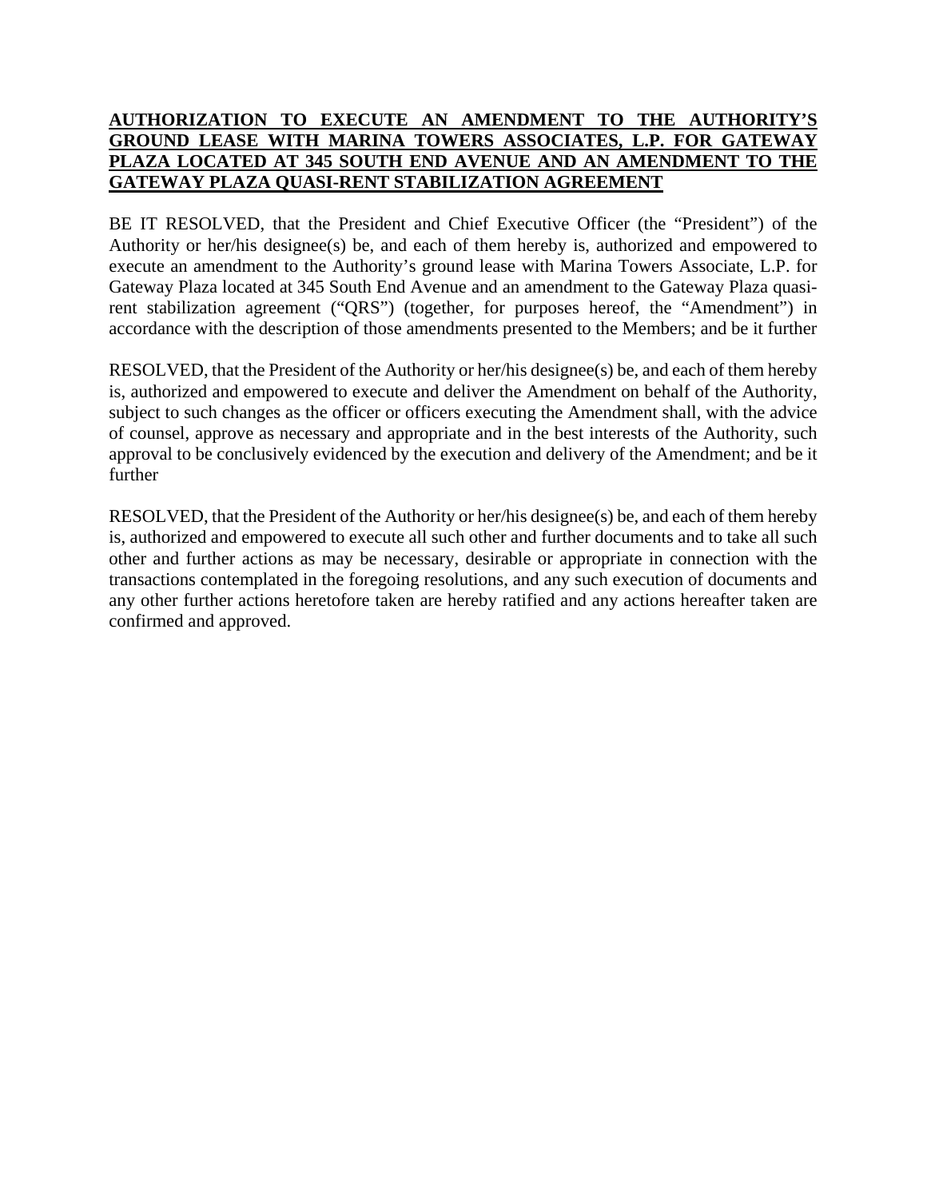**AUTHORIZATION TO EXECUTE AN AMENDMENT TO THE AUTHORITY'S GROUND LEASE WITH MARINA TOWERS ASSOCIATES, L.P. FOR GATEWAY PLAZA LOCATED AT 345 SOUTH END AVENUE AND AN AMENDMENT TO THE GATEWAY PLAZA QUASI-RENT STABILIZATION AGREEMENT**

BE IT RESOLVED, that the President and Chief Executive Officer (the "President") of the Authority or her/his designee(s) be, and each of them hereby is, authorized and empowered to execute an amendment to the Authority's ground lease with Marina Towers Associate, L.P. for Gateway Plaza located at 345 South End Avenue and an amendment to the Gateway Plaza quasi-rent stabilization agreement ("QRS") (together, for purposes hereof, the "Amendment") in accordance with the description of those amendments presented to the Members; and be it further

RESOLVED, that the President of the Authority or her/his designee(s) be, and each of them hereby is, authorized and empowered to execute and deliver the Amendment on behalf of the Authority, subject to such changes as the officer or officers executing the Amendment shall, with the advice of counsel, approve as necessary and appropriate and in the best interests of the Authority, such approval to be conclusively evidenced by the execution and delivery of the Amendment; and be it further

RESOLVED, that the President of the Authority or her/his designee(s) be, and each of them hereby is, authorized and empowered to execute all such other and further documents and to take all such other and further actions as may be necessary, desirable or appropriate in connection with the transactions contemplated in the foregoing resolutions, and any such execution of documents and any other further actions heretofore taken are hereby ratified and any actions hereafter taken are confirmed and approved.